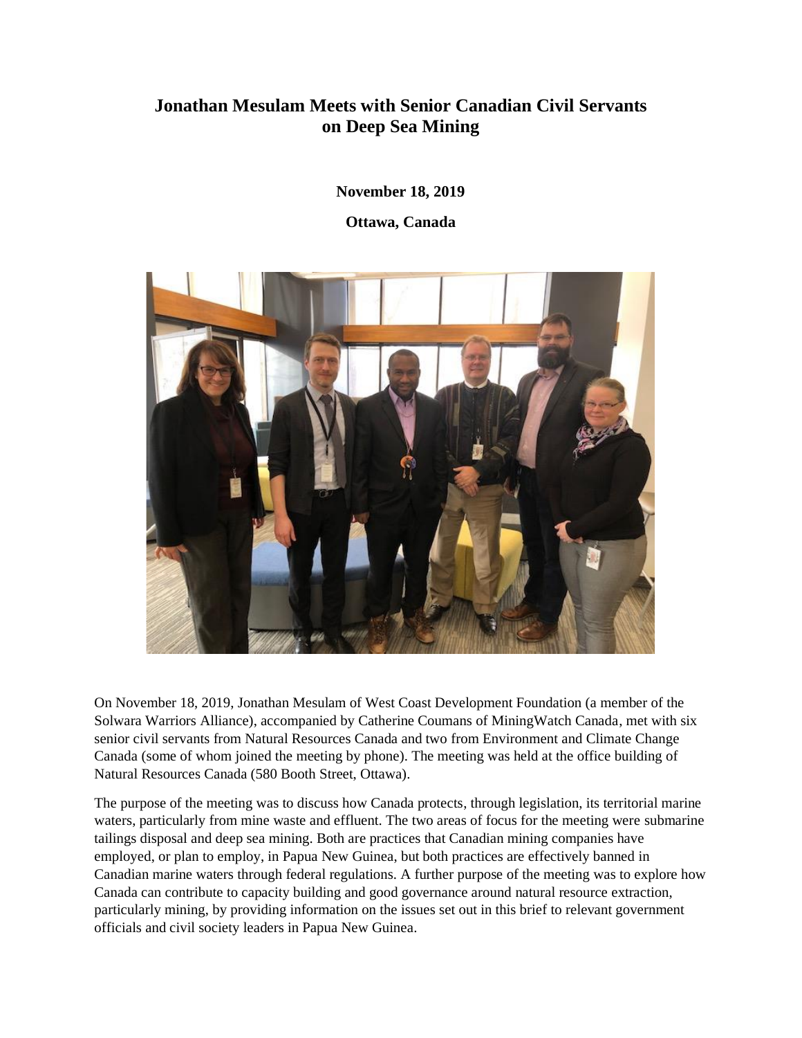# Jonathan Mesulam Meets with Senior Canadian Civil Servants on Deep Sea Mining

**November 18, 2019**

**Ottawa, Canada**

On November 18, 2019, Jonathan Mesulam of West Coast Development Foundation (a member of the Solwara Warriors Alliance), accompanied by Catherine Coumans of MiningWatch Canada, met with six senior civil servants from Natural Resources Canada and two from Environment and Climate Change Canada (some of whom joined the meeting by phone). The meeting was held at the office building of Natural Resources Canada (580 Booth Street, Ottawa).

The purpose of the meeting was to discuss how Canada protects, through legislation, its territorial marine waters, particularly from mine waste and effluent. The two areas of focus for the meeting were submarine tailings disposal and deep sea mining. Both are practices that Canadian mining companies have employed, or plan to employ, in Papua New Guinea, but both practices are effectively banned in Canadian marine waters through federal regulations. A further purpose of the meeting was to explore how Canada can contribute to capacity building and good governance around natural resource extraction, particularly mining, by providing information on the issues set out in this brief to relevant government officials and civil society leaders in Papua New Guinea.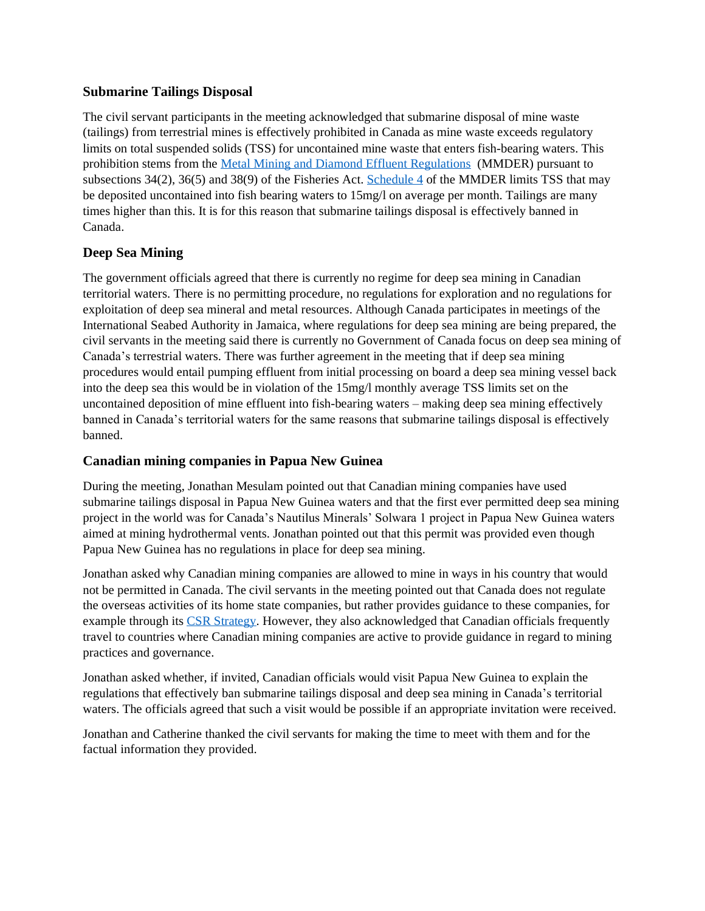### Submarine Tailings Disposal

The civil servant participants in the meeting acknowledged that submarine disposal of mine waste (tailings) from terrestrial mines is effectively prohibited in Canada as mine waste exceeds regulatory limits on total suspended solids (TSS) for uncontained mine waste that enters fish-bearing waters. This prohibition stems from the Metal Mining and Diamond Effluent Regulations (MMDER) pursuant to subsections 34(2), 36(5) and 38(9) of the Fisheries Act. Schedule 4 of the MMDER limits TSS that may be deposited uncontained into fish bearing waters to 15mg/l on average per month. Tailings are many times higher than this. It is for this reason that submarine tailings disposal is effectively banned in Canada.

### Deep Sea Mining

The government officials agreed that there is currently no regime for deep sea mining in Canadian territorial waters. There is no permitting procedure, no regulations for exploration and no regulations for exploitation of deep sea mineral and metal resources. Although Canada participates in meetings of the International Seabed Authority in Jamaica, where regulations for deep sea mining are being prepared, the civil servants in the meeting said there is currently no Government of Canada focus on deep sea mining of Canada's terrestrial waters. There was further agreement in the meeting that if deep sea mining procedures would entail pumping effluent from initial processing on board a deep sea mining vessel back into the deep sea this would be in violation of the 15mg/l monthly average TSS limits set on the uncontained deposition of mine effluent into fish-bearing waters – making deep sea mining effectively banned in Canada's territorial waters for the same reasons that submarine tailings disposal is effectively banned.

### Canadian mining companies in Papua New Guinea

During the meeting, Jonathan Mesulam pointed out that Canadian mining companies have used submarine tailings disposal in Papua New Guinea waters and that the first ever permitted deep sea mining project in the world was for Canada's Nautilus Minerals' Solwara 1 project in Papua New Guinea waters aimed at mining hydrothermal vents. Jonathan pointed out that this permit was provided even though Papua New Guinea has no regulations in place for deep sea mining.

Jonathan asked why Canadian mining companies are allowed to mine in ways in his country that would not be permitted in Canada. The civil servants in the meeting pointed out that Canada does not regulate the overseas activities of its home state companies, but rather provides guidance to these companies, for example through its CSR Strategy. However, they also acknowledged that Canadian officials frequently travel to countries where Canadian mining companies are active to provide guidance in regard to mining practices and governance.

Jonathan asked whether, if invited, Canadian officials would visit Papua New Guinea to explain the regulations that effectively ban submarine tailings disposal and deep sea mining in Canada's territorial waters. The officials agreed that such a visit would be possible if an appropriate invitation were received.

Jonathan and Catherine thanked the civil servants for making the time to meet with them and for the factual information they provided.